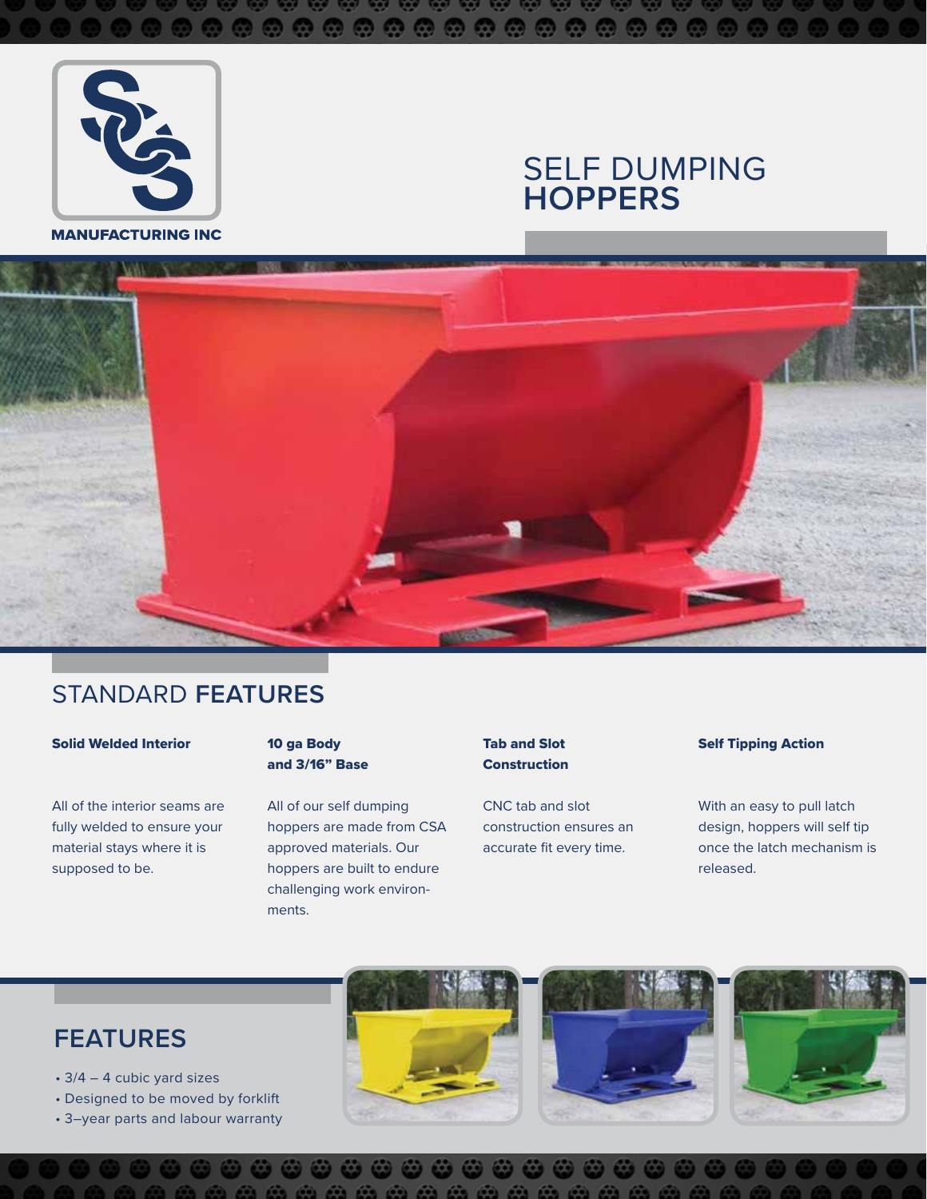MANUFACTURING INC

# SELF DUMPING **HOPPERS**

## STANDARD **FEATURES**

**Solid Welded Interior**

All of the interior seams are fully welded to ensure your material stays where it is supposed to be.

**10 ga Body and 3/16" Base**

All of our self dumping hoppers are made from CSA approved materials. Our hoppers are built to endure challenging work environments.

**Tab and Slot Construction**

CNC tab and slot construction ensures an accurate fit every time.

**Self Tipping Action**

With an easy to pull latch design, hoppers will self tip once the latch mechanism is released.

## FEATURES

- 3/4 – 4 cubic yard sizes
- Designed to be moved by forklift
- 3–year parts and labour warranty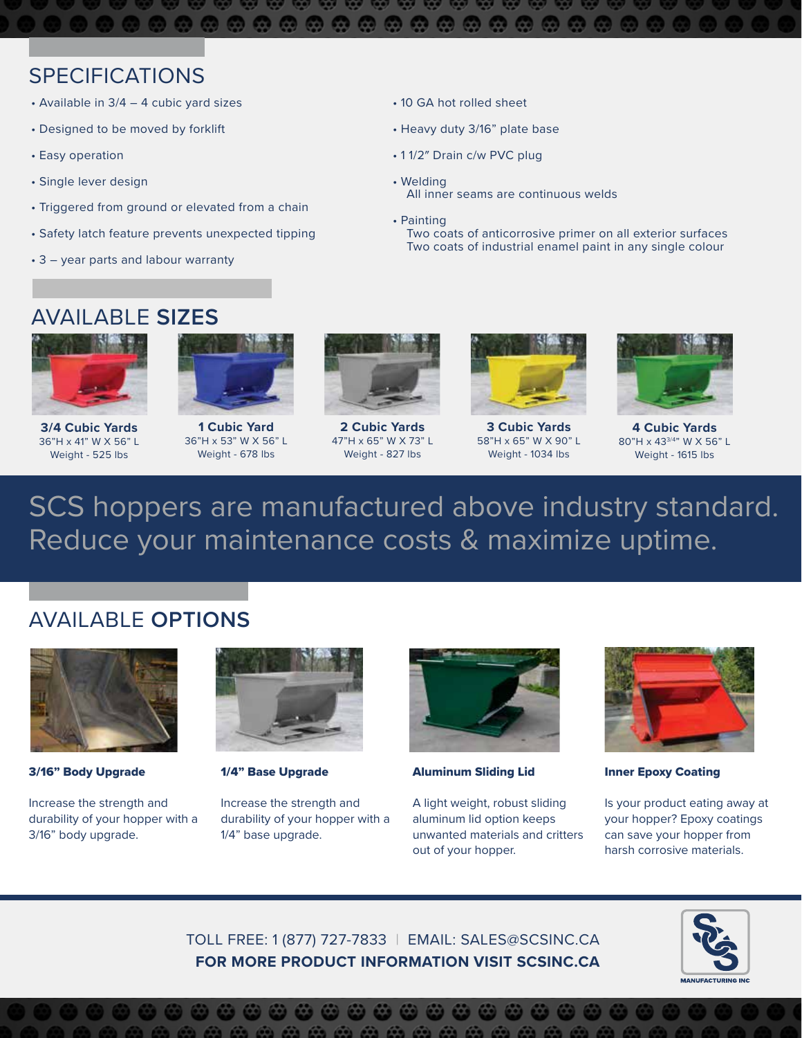## SPECIFICATIONS

- Available in 3/4 – 4 cubic yard sizes
- Designed to be moved by forklift
- Easy operation
- Single lever design
- Triggered from ground or elevated from a chain
- Safety latch feature prevents unexpected tipping
- 3 – year parts and labour warranty
- 10 GA hot rolled sheet
- Heavy duty 3/16" plate base
- 1 1/2" Drain c/w PVC plug
- Welding
  All inner seams are continuous welds
- Painting
  Two coats of anticorrosive primer on all exterior surfaces
  Two coats of industrial enamel paint in any single colour

## AVAILABLE **SIZES**

**3/4 Cubic Yards**
36"H x 41" W X 56" L
Weight - 525 lbs

**1 Cubic Yard**
36"H x 53" W X 56" L
Weight - 678 lbs

**2 Cubic Yards**
47"H x 65" W X 73" L
Weight - 827 lbs

**3 Cubic Yards**
58"H x 65" W X 90" L
Weight - 1034 lbs

**4 Cubic Yards**
80"H x 43 3/4" W X 56" L
Weight - 1615 lbs

SCS hoppers are manufactured above industry standard. Reduce your maintenance costs & maximize uptime.

## AVAILABLE **OPTIONS**

**3/16" Body Upgrade**

Increase the strength and durability of your hopper with a 3/16" body upgrade.

**1/4" Base Upgrade**

Increase the strength and durability of your hopper with a 1/4" base upgrade.

**Aluminum Sliding Lid**

A light weight, robust sliding aluminum lid option keeps unwanted materials and critters out of your hopper.

**Inner Epoxy Coating**

Is your product eating away at your hopper? Epoxy coatings can save your hopper from harsh corrosive materials.

TOLL FREE: 1 (877) 727-7833 | EMAIL: SALES@SCSINC.CA
**FOR MORE PRODUCT INFORMATION VISIT SCSINC.CA**

MANUFACTURING INC